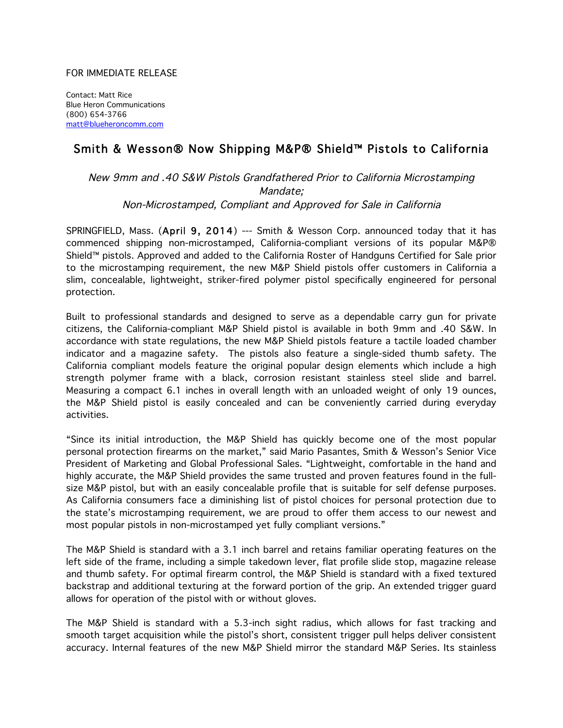FOR IMMEDIATE RELEASE

Contact: Matt Rice
Blue Heron Communications
(800) 654-3766
matt@blueheroncomm.com

# Smith & Wesson® Now Shipping M&P® Shield™ Pistols to California

*New 9mm and .40 S&W Pistols Grandfathered Prior to California Microstamping Mandate;*
*Non-Microstamped, Compliant and Approved for Sale in California*

SPRINGFIELD, Mass. (April 9, 2014) --- Smith & Wesson Corp. announced today that it has commenced shipping non-microstamped, California-compliant versions of its popular M&P® Shield™ pistols. Approved and added to the California Roster of Handguns Certified for Sale prior to the microstamping requirement, the new M&P Shield pistols offer customers in California a slim, concealable, lightweight, striker-fired polymer pistol specifically engineered for personal protection.

Built to professional standards and designed to serve as a dependable carry gun for private citizens, the California-compliant M&P Shield pistol is available in both 9mm and .40 S&W. In accordance with state regulations, the new M&P Shield pistols feature a tactile loaded chamber indicator and a magazine safety. The pistols also feature a single-sided thumb safety. The California compliant models feature the original popular design elements which include a high strength polymer frame with a black, corrosion resistant stainless steel slide and barrel. Measuring a compact 6.1 inches in overall length with an unloaded weight of only 19 ounces, the M&P Shield pistol is easily concealed and can be conveniently carried during everyday activities.

"Since its initial introduction, the M&P Shield has quickly become one of the most popular personal protection firearms on the market," said Mario Pasantes, Smith & Wesson's Senior Vice President of Marketing and Global Professional Sales. "Lightweight, comfortable in the hand and highly accurate, the M&P Shield provides the same trusted and proven features found in the full-size M&P pistol, but with an easily concealable profile that is suitable for self defense purposes. As California consumers face a diminishing list of pistol choices for personal protection due to the state's microstamping requirement, we are proud to offer them access to our newest and most popular pistols in non-microstamped yet fully compliant versions."

The M&P Shield is standard with a 3.1 inch barrel and retains familiar operating features on the left side of the frame, including a simple takedown lever, flat profile slide stop, magazine release and thumb safety. For optimal firearm control, the M&P Shield is standard with a fixed textured backstrap and additional texturing at the forward portion of the grip. An extended trigger guard allows for operation of the pistol with or without gloves.

The M&P Shield is standard with a 5.3-inch sight radius, which allows for fast tracking and smooth target acquisition while the pistol's short, consistent trigger pull helps deliver consistent accuracy. Internal features of the new M&P Shield mirror the standard M&P Series. Its stainless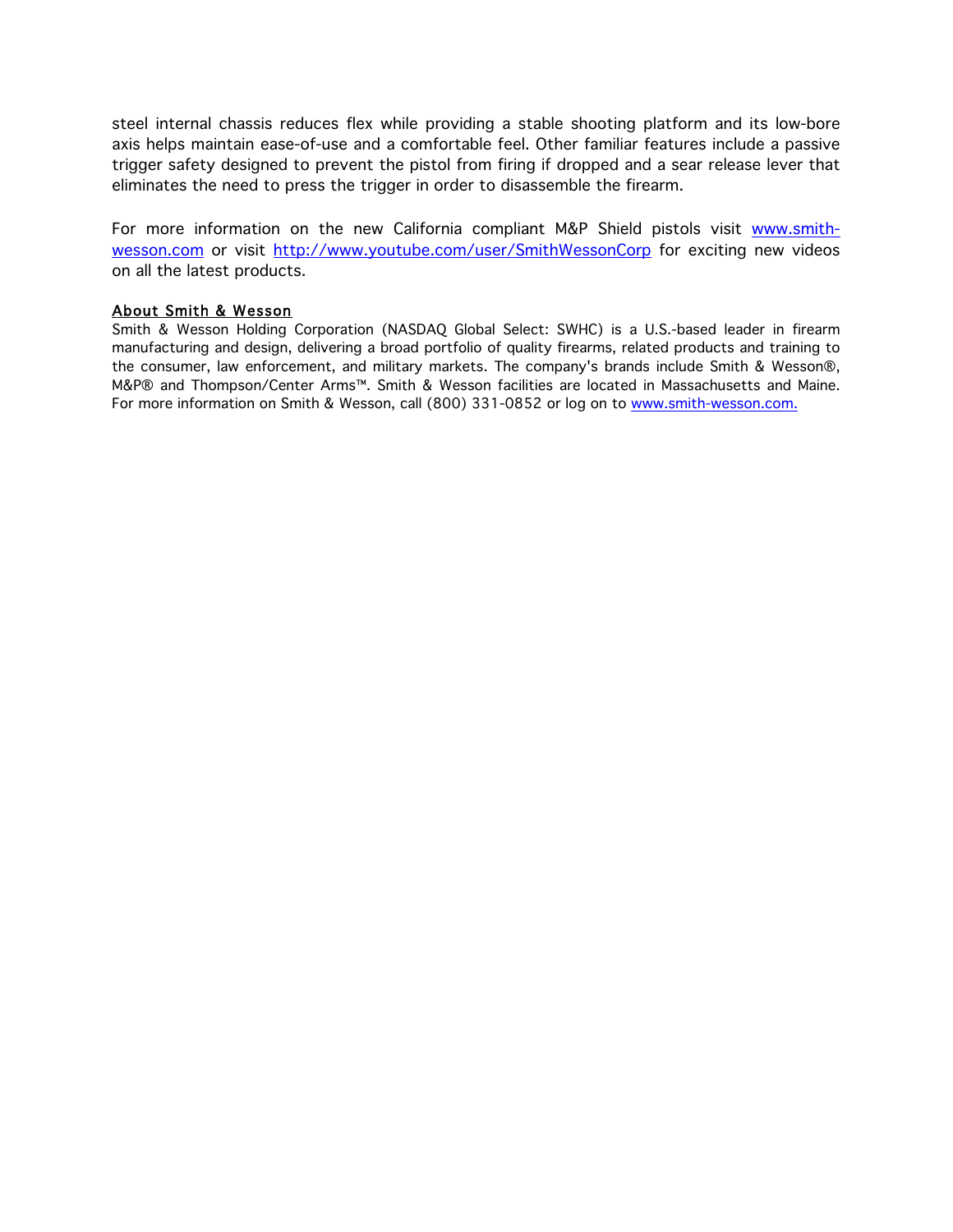steel internal chassis reduces flex while providing a stable shooting platform and its low-bore axis helps maintain ease-of-use and a comfortable feel. Other familiar features include a passive trigger safety designed to prevent the pistol from firing if dropped and a sear release lever that eliminates the need to press the trigger in order to disassemble the firearm.

For more information on the new California compliant M&P Shield pistols visit [www.smith-wesson.com](http://www.smith-wesson.com) or visit [http://www.youtube.com/user/SmithWessonCorp](http://www.youtube.com/user/SmithWessonCorp) for exciting new videos on all the latest products.

**About Smith & Wesson**

Smith & Wesson Holding Corporation (NASDAQ Global Select: SWHC) is a U.S.-based leader in firearm manufacturing and design, delivering a broad portfolio of quality firearms, related products and training to the consumer, law enforcement, and military markets. The company's brands include Smith & Wesson®, M&P® and Thompson/Center Arms™. Smith & Wesson facilities are located in Massachusetts and Maine. For more information on Smith & Wesson, call (800) 331-0852 or log on to [www.smith-wesson.com.](http://www.smith-wesson.com)